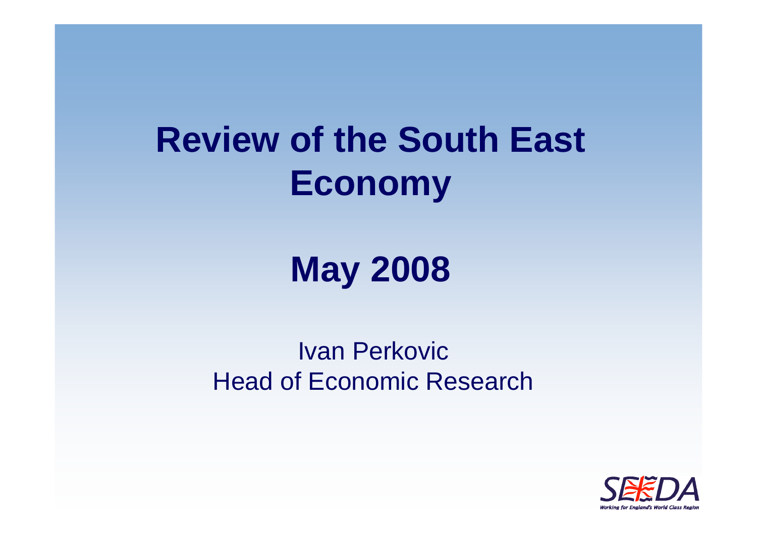# Review of the South East Economy

## May 2008

Ivan Perkovic
Head of Economic Research

SEEDA
*Working for England's World Class Region*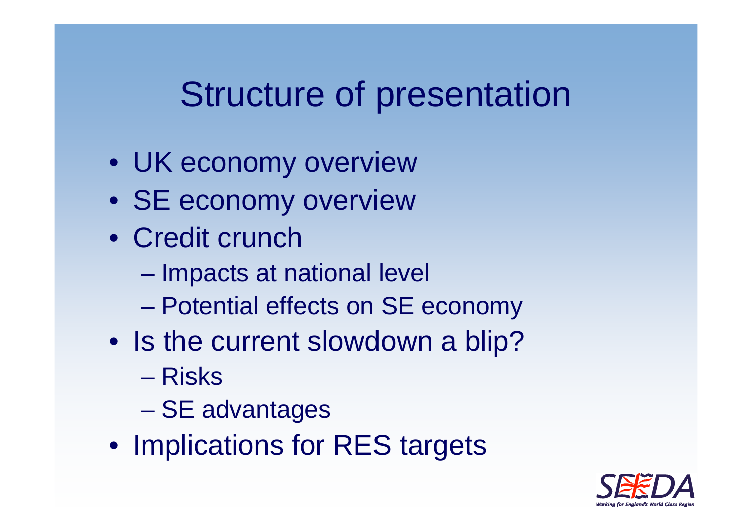# Structure of presentation

- UK economy overview
- SE economy overview
- Credit crunch
  - Impacts at national level
  - Potential effects on SE economy
- Is the current slowdown a blip?
  - Risks
  - SE advantages
- Implications for RES targets

SEEDA
Working for England's World Class Region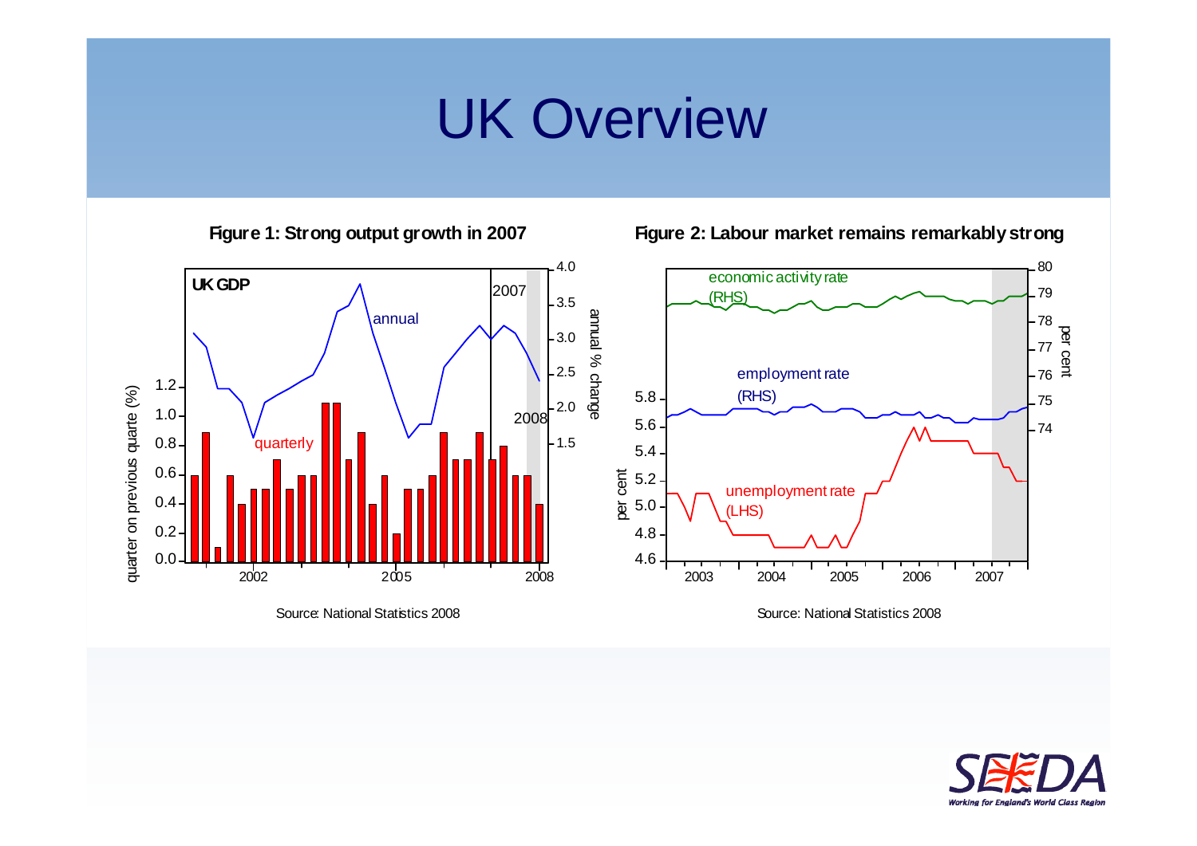# UK Overview

**Figure 1: Strong output growth in 2007**

Source: National Statistics 2008

**Figure 2: Labour market remains remarkably strong**

Source: National Statistics 2008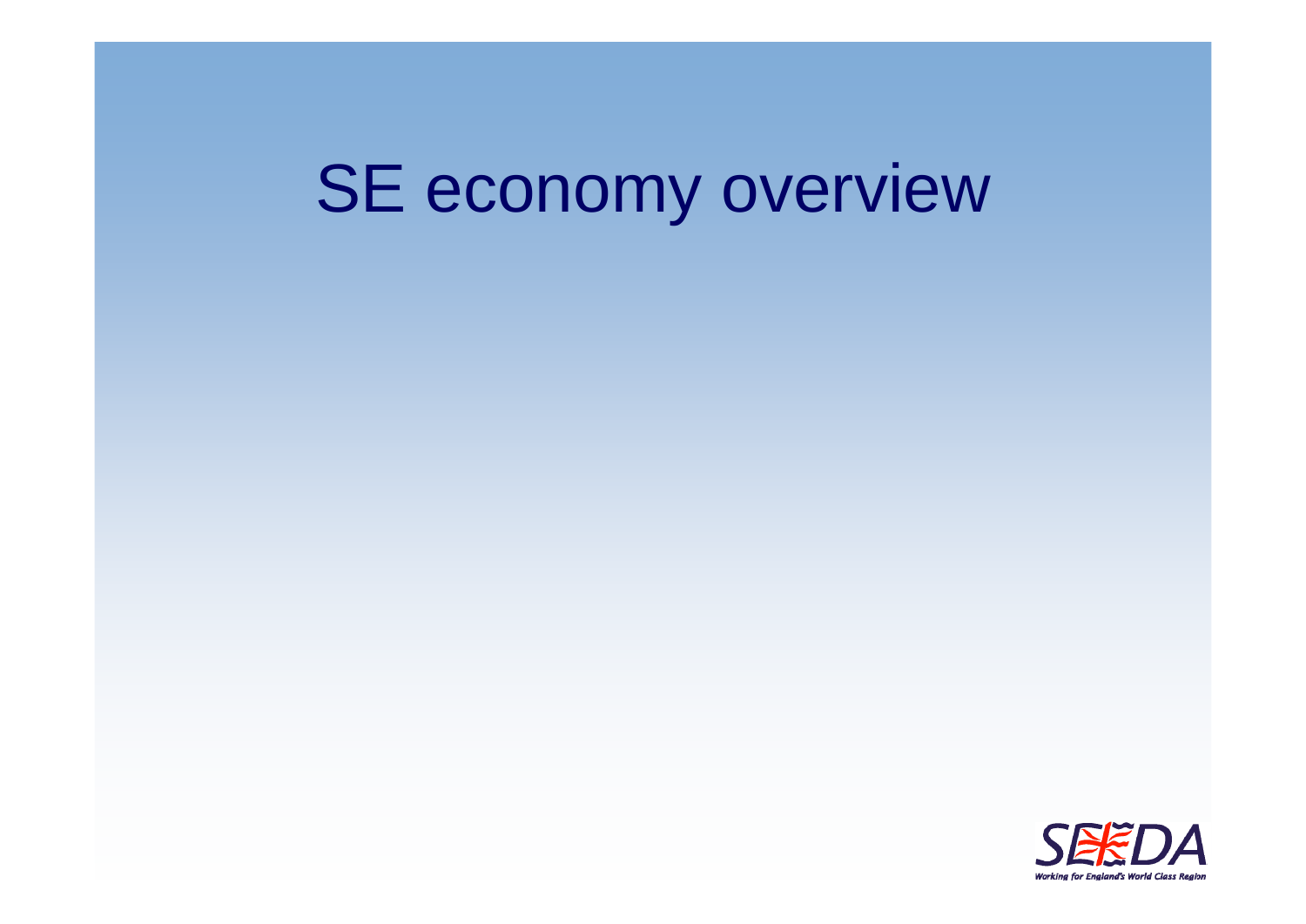# SE economy overview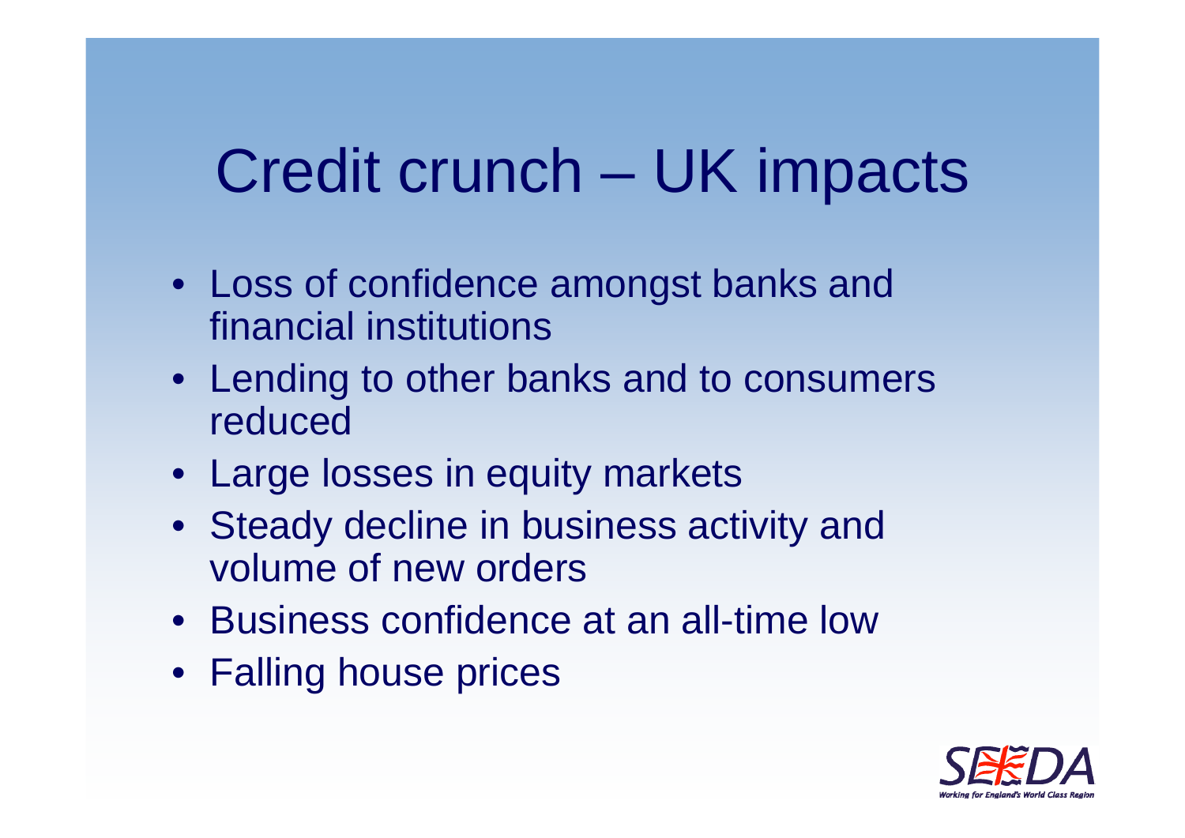# Credit crunch – UK impacts

- Loss of confidence amongst banks and financial institutions
- Lending to other banks and to consumers reduced
- Large losses in equity markets
- Steady decline in business activity and volume of new orders
- Business confidence at an all-time low
- Falling house prices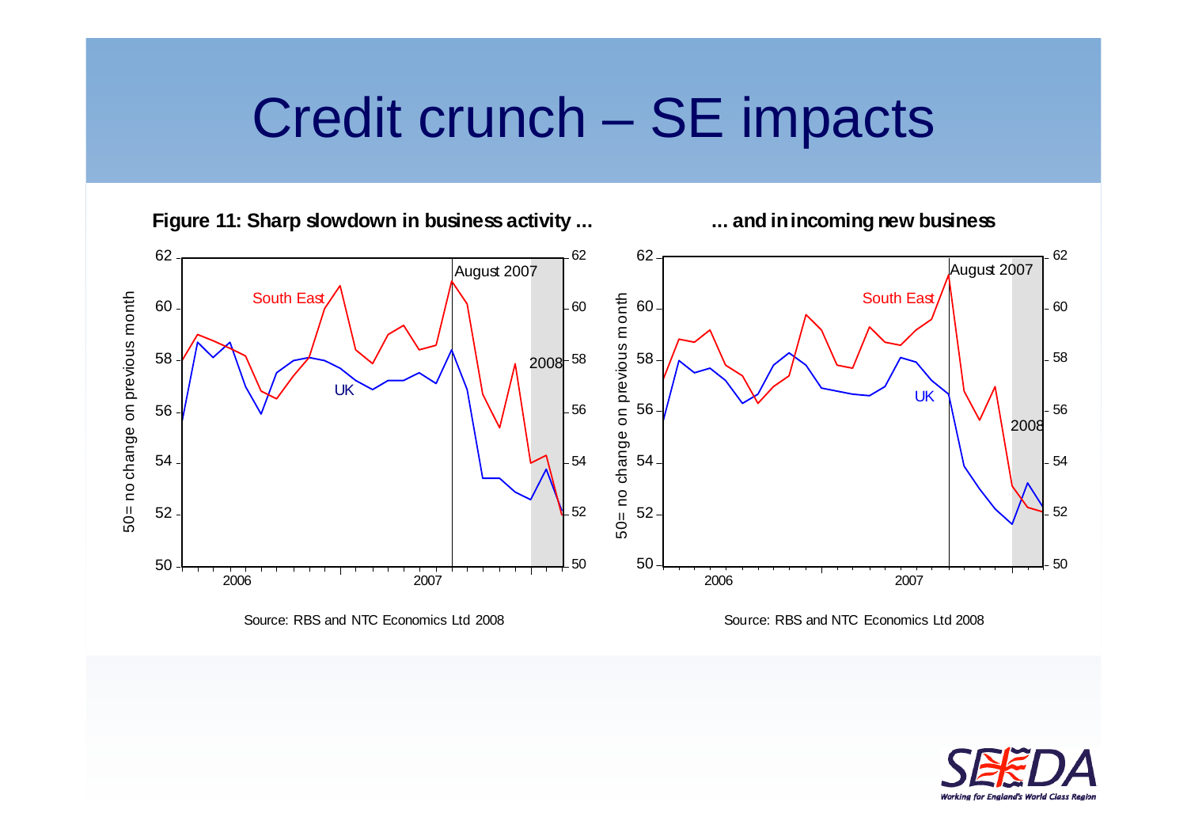# Credit crunch – SE impacts

**Figure 11: Sharp slowdown in business activity ...**

Source: RBS and NTC Economics Ltd 2008

**... and in incoming new business**

Source: RBS and NTC Economics Ltd 2008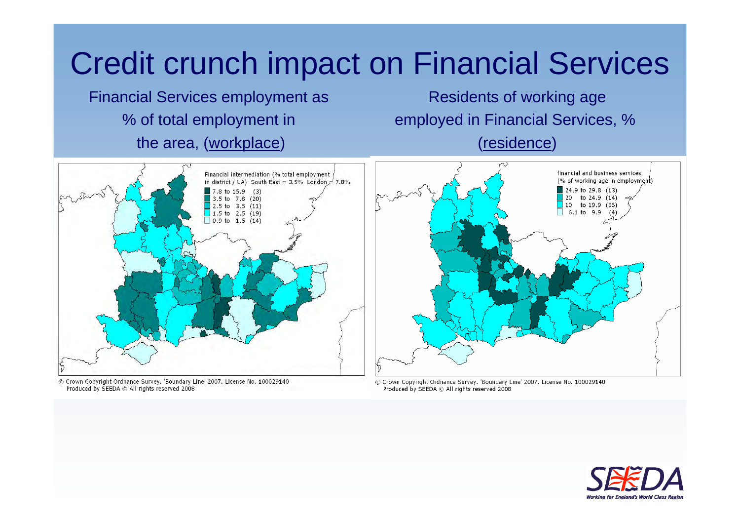# Credit crunch impact on Financial Services

Financial Services employment as % of total employment in the area, (workplace)

Financial intermediation (% total employment in district / UA) South East = 3.5% London = 7.8%

- 7.8 to 15.9 (3)
- 3.5 to 7.8 (20)
- 2.5 to 3.5 (11)
- 1.5 to 2.5 (19)
- 0.9 to 1.5 (14)

© Crown Copyright Ordnance Survey. 'Boundary Line' 2007. License No. 100029140
Produced by SEEDA © All rights reserved 2008

Residents of working age employed in Financial Services, % (residence)

financial and business services (% of working age in employment)

- 24.9 to 29.8 (13)
- 20 to 24.9 (14)
- 10 to 19.9 (36)
- 6.1 to 9.9 (4)

© Crown Copyright Ordnance Survey. 'Boundary Line' 2007. License No. 100029140
Produced by SEEDA © All rights reserved 2008

SEEDA
Working for England's World Class Region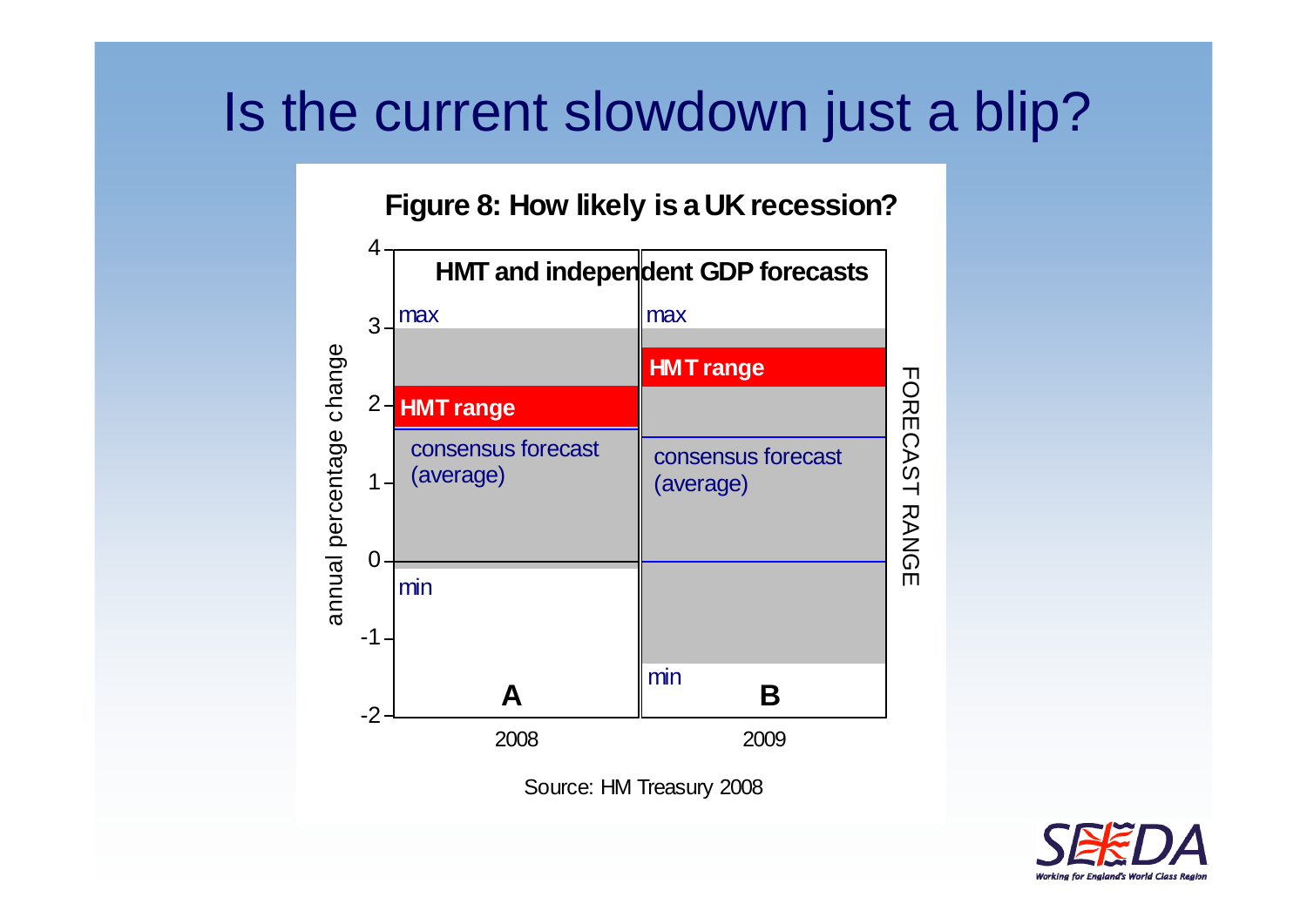# Is the current slowdown just a blip?

**Figure 8: How likely is a UK recession?**

**HMT and independent GDP forecasts**

annual percentage change

4
3
2
1
0
-1
-2

max

**HMT range**

consensus forecast (average)

min

**A**

2008

max

**HMT range**

consensus forecast (average)

min

**B**

2009

FORECAST RANGE

Source: HM Treasury 2008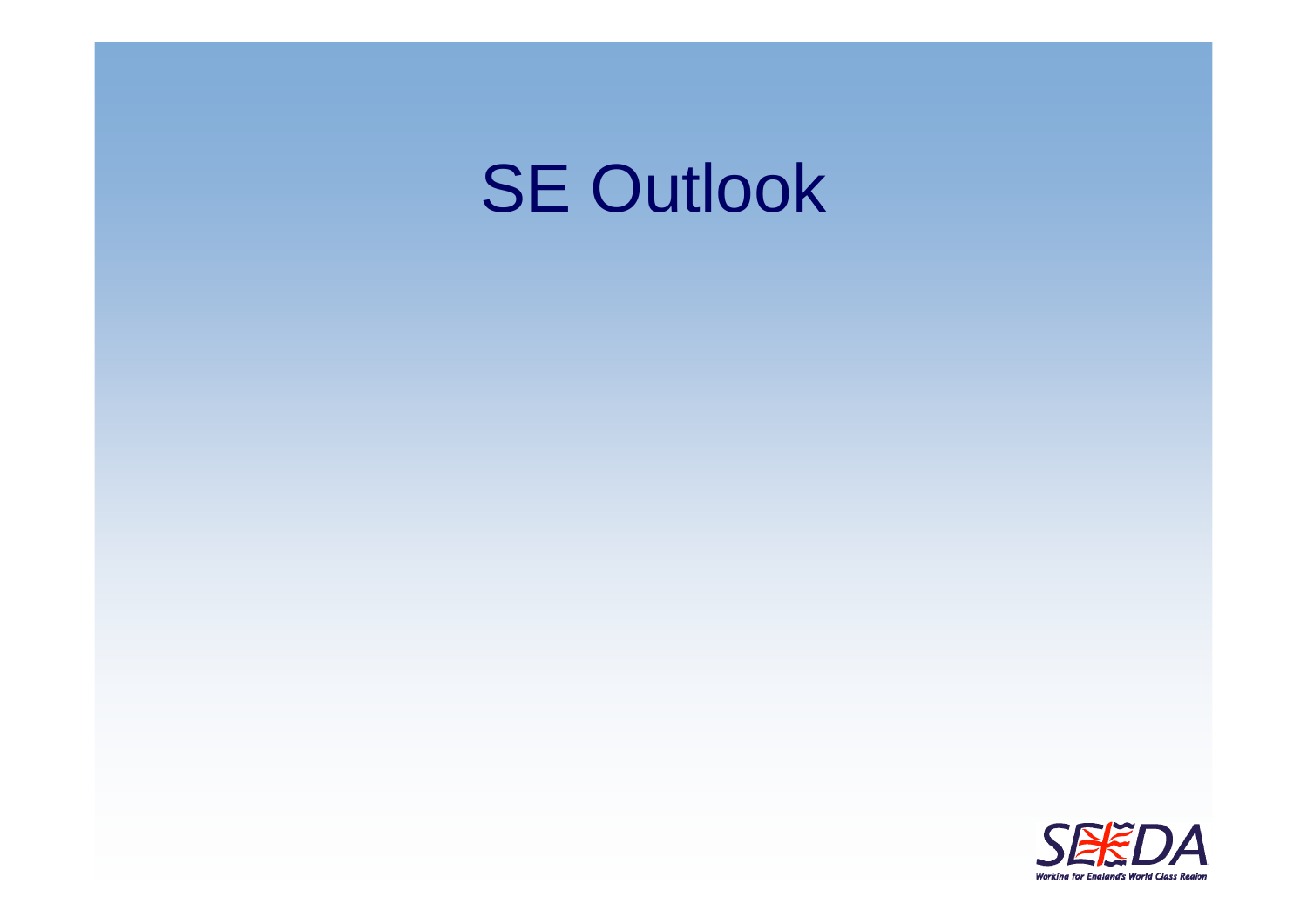# SE Outlook

SEEDA

Working for England's World Class Region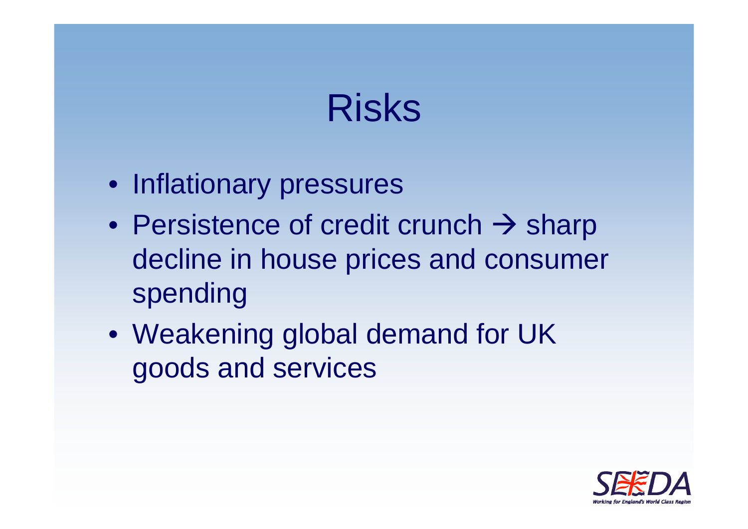# Risks

- Inflationary pressures
- Persistence of credit crunch → sharp decline in house prices and consumer spending
- Weakening global demand for UK goods and services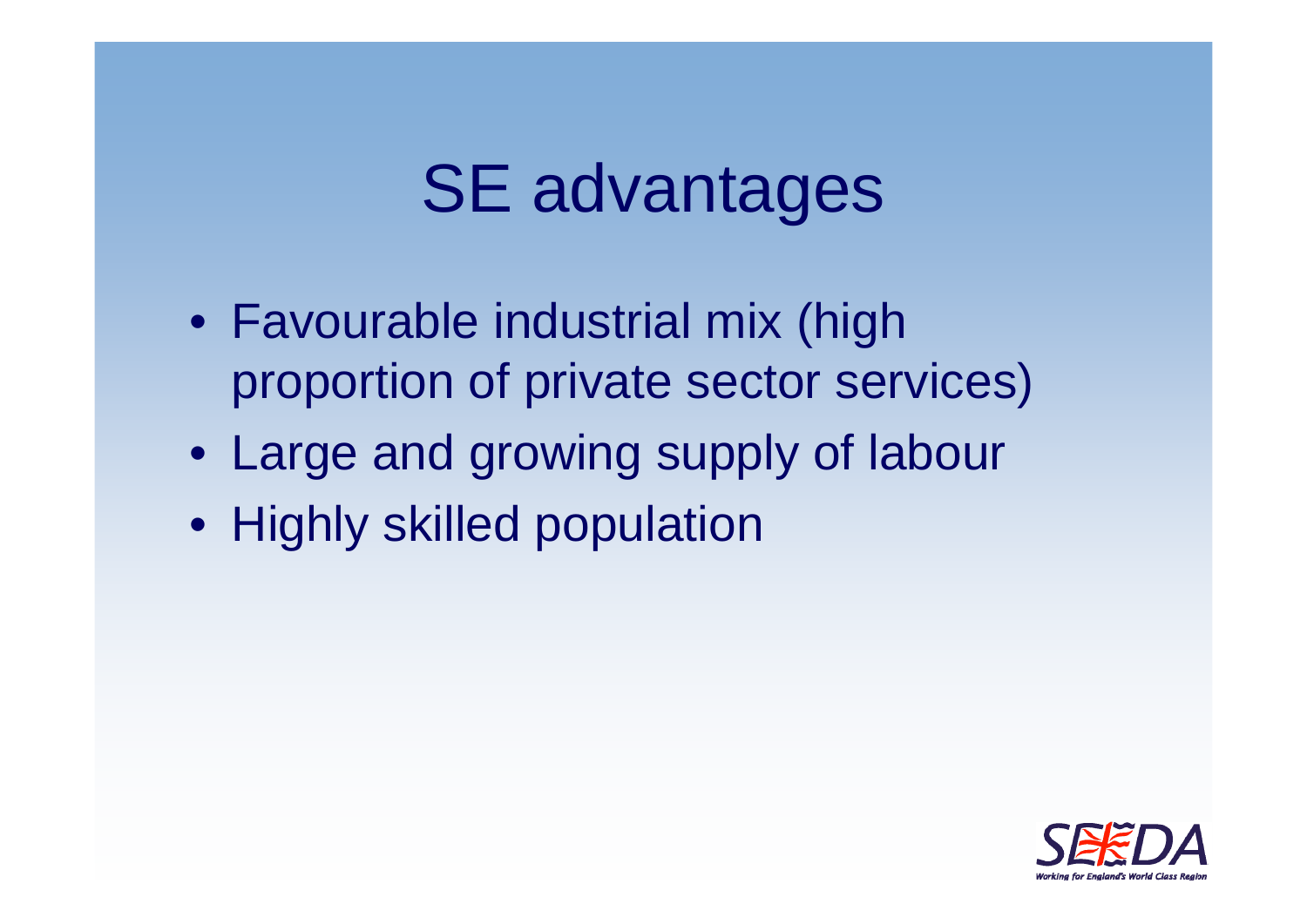# SE advantages

- Favourable industrial mix (high proportion of private sector services)
- Large and growing supply of labour
- Highly skilled population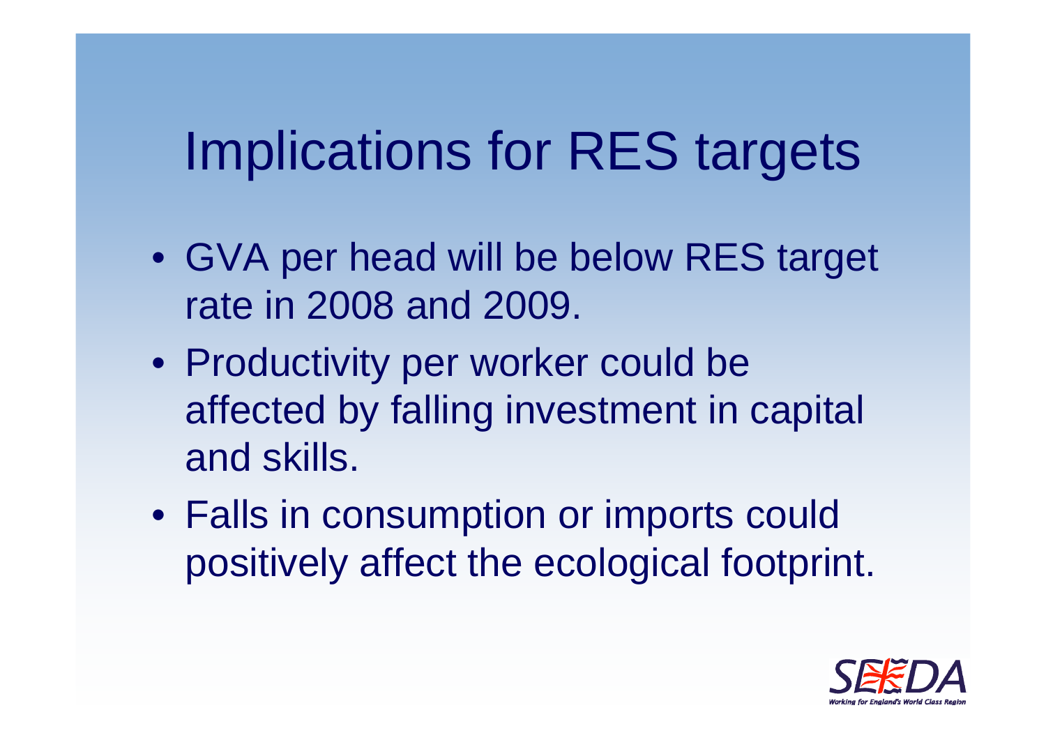# Implications for RES targets

- GVA per head will be below RES target rate in 2008 and 2009.
- Productivity per worker could be affected by falling investment in capital and skills.
- Falls in consumption or imports could positively affect the ecological footprint.

SEEDA
Working for England's World Class Region